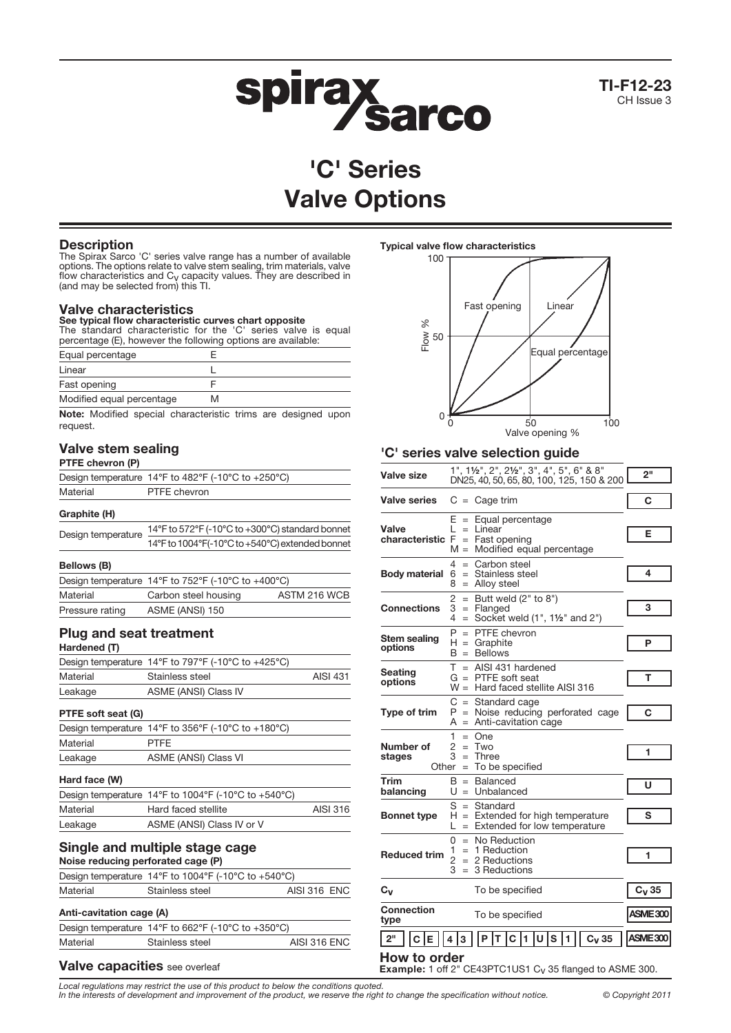# 'C' Series Valve Options

TI-F12-23
CH Issue 3

## Description

The Spirax Sarco 'C' series valve range has a number of available options. The options relate to valve stem sealing, trim materials, valve flow characteristics and $C_V$ capacity values. They are described in (and may be selected from) this TI.

## Valve characteristics

**See typical flow characteristic curves chart opposite**

The standard characteristic for the 'C' series valve is equal percentage (E), however the following options are available:

| | |
|---|---|
| Equal percentage | E |
| Linear | L |
| Fast opening | F |
| Modified equal percentage | M |

**Note:** Modified special characteristic trims are designed upon request.

## Valve stem sealing

### PTFE chevron (P)

| | |
|---|---|
| Design temperature | 14°F to 482°F (-10°C to +250°C) |
| Material | PTFE chevron |

### Graphite (H)

| | |
|---|---|
| Design temperature | 14°F to 572°F (-10°C to +300°C) standard bonnet |
| | 14°F to 1004°F (-10°C to +540°C) extended bonnet |

### Bellows (B)

| | | |
|---|---|---|
| Design temperature | 14°F to 752°F (-10°C to +400°C) | |
| Material | Carbon steel housing | ASTM 216 WCB |
| Pressure rating | ASME (ANSI) 150 | |

## Plug and seat treatment

### Hardened (T)

| | | |
|---|---|---|
| Design temperature | 14°F to 797°F (-10°C to +425°C) | |
| Material | Stainless steel | AISI 431 |
| Leakage | ASME (ANSI) Class IV | |

### PTFE soft seat (G)

| | |
|---|---|
| Design temperature | 14°F to 356°F (-10°C to +180°C) |
| Material | PTFE |
| Leakage | ASME (ANSI) Class VI |

### Hard face (W)

| | | |
|---|---|---|
| Design temperature | 14°F to 1004°F (-10°C to +540°C) | |
| Material | Hard faced stellite | AISI 316 |
| Leakage | ASME (ANSI) Class IV or V | |

## Single and multiple stage cage

### Noise reducing perforated cage (P)

| | | |
|---|---|---|
| Design temperature | 14°F to 1004°F (-10°C to +540°C) | |
| Material | Stainless steel | AISI 316 ENC |

### Anti-cavitation cage (A)

| | | |
|---|---|---|
| Design temperature | 14°F to 662°F (-10°C to +350°C) | |
| Material | Stainless steel | AISI 316 ENC |

## Valve capacities see overleaf

**Typical valve flow characteristics**

(Chart: Flow % (0–100) vs Valve opening % (0–100), curves: Fast opening, Linear, Equal percentage)

## 'C' series valve selection guide

| | | |
|---|---|---|
| **Valve size** | 1", 1½", 2", 2½", 3", 4", 5", 6" & 8"<br>DN25, 40, 50, 65, 80, 100, 125, 150 & 200 | 2" |
| **Valve series** | C = Cage trim | C |
| **Valve characteristic** | E = Equal percentage<br>L = Linear<br>F = Fast opening<br>M = Modified equal percentage | E |
| **Body material** | 4 = Carbon steel<br>6 = Stainless steel<br>8 = Alloy steel | 4 |
| **Connections** | 2 = Butt weld (2" to 8")<br>3 = Flanged<br>4 = Socket weld (1", 1½" and 2") | 3 |
| **Stem sealing options** | P = PTFE chevron<br>H = Graphite<br>B = Bellows | P |
| **Seating options** | T = AISI 431 hardened<br>G = PTFE soft seat<br>W = Hard faced stellite AISI 316 | T |
| **Type of trim** | C = Standard cage<br>P = Noise reducing perforated cage<br>A = Anti-cavitation cage | C |
| **Number of stages** | 1 = One<br>2 = Two<br>3 = Three<br>Other = To be specified | 1 |
| **Trim balancing** | B = Balanced<br>U = Unbalanced | U |
| **Bonnet type** | S = Standard<br>H = Extended for high temperature<br>L = Extended for low temperature | S |
| **Reduced trim** | 0 = No Reduction<br>1 = 1 Reduction<br>2 = 2 Reductions<br>3 = 3 Reductions | 1 |
| **$C_V$** | To be specified | $C_V$ 35 |
| **Connection type** | To be specified | ASME 300 |

| 2" | C | E | 4 | 3 | P | T | C | 1 | U | S | 1 | $C_V$ 35 | ASME 300 |
|---|---|---|---|---|---|---|---|---|---|---|---|---|---|

## How to order

**Example:** 1 off 2" CE43PTC1US1 $C_V$ 35 flanged to ASME 300.

*Local regulations may restrict the use of this product to below the conditions quoted.*
*In the interests of development and improvement of the product, we reserve the right to change the specification without notice.* © Copyright 2011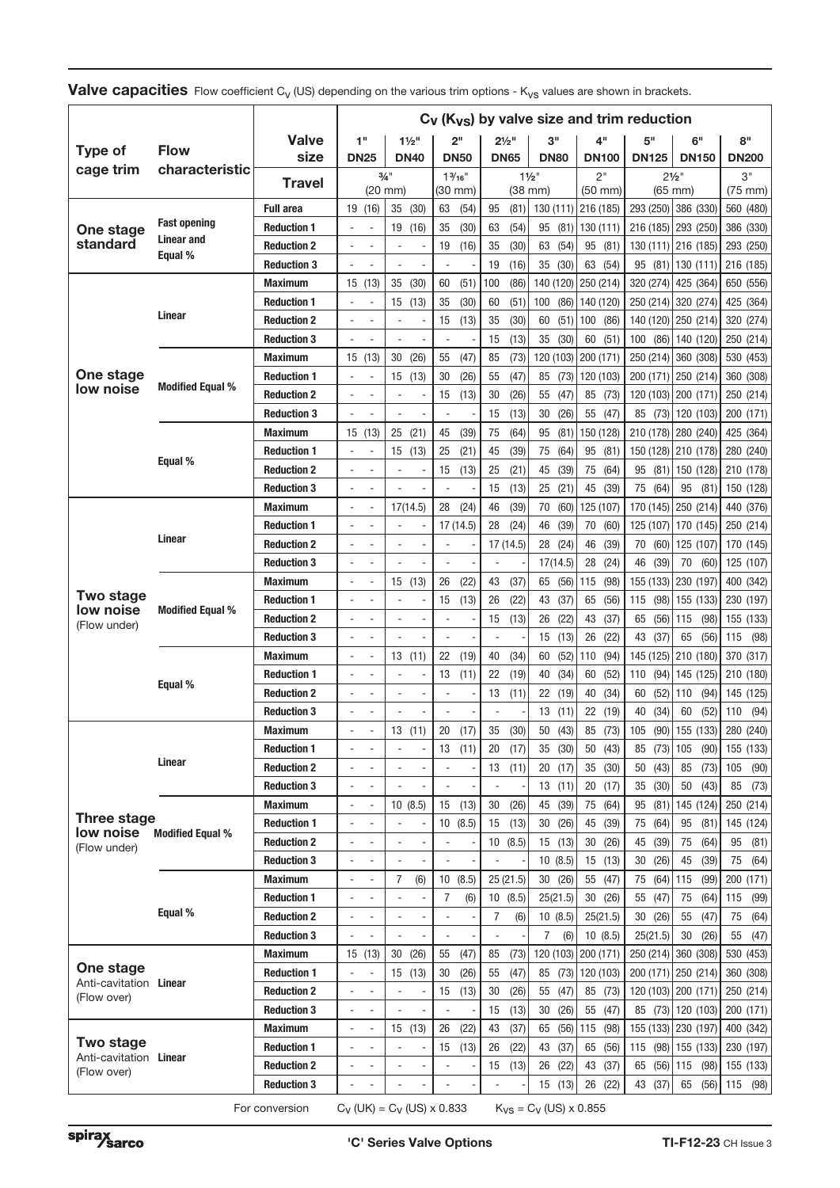**Valve capacities** Flow coefficient $C_V$ (US) depending on the various trim options - $K_{VS}$ values are shown in brackets.

| Type of cage trim | Flow characteristic | Valve size | 1" DN25 | 1½" DN40 | 2" DN50 | 2½" DN65 | 3" DN80 | 4" DN100 | 5" DN125 | 6" DN150 | 8" DN200 |
|---|---|---|---|---|---|---|---|---|---|---|---|
| | | **Travel** | ¾" (20 mm) | ¾" (20 mm) | 1³⁄₁₆" (30 mm) | 1½" (38 mm) | 1½" (38 mm) | 2" (50 mm) | 2½" (65 mm) | 2½" (65 mm) | 3" (75 mm) |
| **One stage standard** | **Fast opening Linear and Equal %** | **Full area** | 19 (16) | 35 (30) | 63 (54) | 95 (81) | 130 (111) | 216 (185) | 293 (250) | 386 (330) | 560 (480) |
| | | **Reduction 1** | - - | 19 (16) | 35 (30) | 63 (54) | 95 (81) | 130 (111) | 216 (185) | 293 (250) | 386 (330) |
| | | **Reduction 2** | - - | - - | 19 (16) | 35 (30) | 63 (54) | 95 (81) | 130 (111) | 216 (185) | 293 (250) |
| | | **Reduction 3** | - - | - - | - - | 19 (16) | 35 (30) | 63 (54) | 95 (81) | 130 (111) | 216 (185) |
| **One stage low noise** | **Linear** | **Maximum** | 15 (13) | 35 (30) | 60 (51) | 100 (86) | 140 (120) | 250 (214) | 320 (274) | 425 (364) | 650 (556) |
| | | **Reduction 1** | - - | 15 (13) | 35 (30) | 60 (51) | 100 (86) | 140 (120) | 250 (214) | 320 (274) | 425 (364) |
| | | **Reduction 2** | - - | - - | 15 (13) | 35 (30) | 60 (51) | 100 (86) | 140 (120) | 250 (214) | 320 (274) |
| | | **Reduction 3** | - - | - - | - - | 15 (13) | 35 (30) | 60 (51) | 100 (86) | 140 (120) | 250 (214) |
| | **Modified Equal %** | **Maximum** | 15 (13) | 30 (26) | 55 (47) | 85 (73) | 120 (103) | 200 (171) | 250 (214) | 360 (308) | 530 (453) |
| | | **Reduction 1** | - - | 15 (13) | 30 (26) | 55 (47) | 85 (73) | 120 (103) | 200 (171) | 250 (214) | 360 (308) |
| | | **Reduction 2** | - - | - - | 15 (13) | 30 (26) | 55 (47) | 85 (73) | 120 (103) | 200 (171) | 250 (214) |
| | | **Reduction 3** | - - | - - | - - | 15 (13) | 30 (26) | 55 (47) | 85 (73) | 120 (103) | 200 (171) |
| | **Equal %** | **Maximum** | 15 (13) | 25 (21) | 45 (39) | 75 (64) | 95 (81) | 150 (128) | 210 (178) | 280 (240) | 425 (364) |
| | | **Reduction 1** | - - | 15 (13) | 25 (21) | 45 (39) | 75 (64) | 95 (81) | 150 (128) | 210 (178) | 280 (240) |
| | | **Reduction 2** | - - | - - | 15 (13) | 25 (21) | 45 (39) | 75 (64) | 95 (81) | 150 (128) | 210 (178) |
| | | **Reduction 3** | - - | - - | - - | 15 (13) | 25 (21) | 45 (39) | 75 (64) | 95 (81) | 150 (128) |
| **Two stage low noise** (Flow under) | **Linear** | **Maximum** | - - | 17(14.5) | 28 (24) | 46 (39) | 70 (60) | 125 (107) | 170 (145) | 250 (214) | 440 (376) |
| | | **Reduction 1** | - - | - - | 17 (14.5) | 28 (24) | 46 (39) | 70 (60) | 125 (107) | 170 (145) | 250 (214) |
| | | **Reduction 2** | - - | - - | - - | 17 (14.5) | 28 (24) | 46 (39) | 70 (60) | 125 (107) | 170 (145) |
| | | **Reduction 3** | - - | - - | - - | - - | 17(14.5) | 28 (24) | 46 (39) | 70 (60) | 125 (107) |
| | **Modified Equal %** | **Maximum** | - - | 15 (13) | 26 (22) | 43 (37) | 65 (56) | 115 (98) | 155 (133) | 230 (197) | 400 (342) |
| | | **Reduction 1** | - - | - - | 15 (13) | 26 (22) | 43 (37) | 65 (56) | 115 (98) | 155 (133) | 230 (197) |
| | | **Reduction 2** | - - | - - | - - | 15 (13) | 26 (22) | 43 (37) | 65 (56) | 115 (98) | 155 (133) |
| | | **Reduction 3** | - - | - - | - - | - - | 15 (13) | 26 (22) | 43 (37) | 65 (56) | 115 (98) |
| | **Equal %** | **Maximum** | - - | 13 (11) | 22 (19) | 40 (34) | 60 (52) | 110 (94) | 145 (125) | 210 (180) | 370 (317) |
| | | **Reduction 1** | - - | - - | 13 (11) | 22 (19) | 40 (34) | 60 (52) | 110 (94) | 145 (125) | 210 (180) |
| | | **Reduction 2** | - - | - - | - - | 13 (11) | 22 (19) | 40 (34) | 60 (52) | 110 (94) | 145 (125) |
| | | **Reduction 3** | - - | - - | - - | - - | 13 (11) | 22 (19) | 40 (34) | 60 (52) | 110 (94) |
| **Three stage low noise** (Flow under) | **Linear** | **Maximum** | - - | 13 (11) | 20 (17) | 35 (30) | 50 (43) | 85 (73) | 105 (90) | 155 (133) | 280 (240) |
| | | **Reduction 1** | - - | - - | 13 (11) | 20 (17) | 35 (30) | 50 (43) | 85 (73) | 105 (90) | 155 (133) |
| | | **Reduction 2** | - - | - - | - - | 13 (11) | 20 (17) | 35 (30) | 50 (43) | 85 (73) | 105 (90) |
| | | **Reduction 3** | - - | - - | - - | - - | 13 (11) | 20 (17) | 35 (30) | 50 (43) | 85 (73) |
| | **Modified Equal %** | **Maximum** | - - | 10 (8.5) | 15 (13) | 30 (26) | 45 (39) | 75 (64) | 95 (81) | 145 (124) | 250 (214) |
| | | **Reduction 1** | - - | - - | 10 (8.5) | 15 (13) | 30 (26) | 45 (39) | 75 (64) | 95 (81) | 145 (124) |
| | | **Reduction 2** | - - | - - | - - | 10 (8.5) | 15 (13) | 30 (26) | 45 (39) | 75 (64) | 95 (81) |
| | | **Reduction 3** | - - | - - | - - | - - | 10 (8.5) | 15 (13) | 30 (26) | 45 (39) | 75 (64) |
| | **Equal %** | **Maximum** | - - | 7 (6) | 10 (8.5) | 25 (21.5) | 30 (26) | 55 (47) | 75 (64) | 115 (99) | 200 (171) |
| | | **Reduction 1** | - - | - - | 7 (6) | 10 (8.5) | 25(21.5) | 30 (26) | 55 (47) | 75 (64) | 115 (99) |
| | | **Reduction 2** | - - | - - | - - | 7 (6) | 10 (8.5) | 25(21.5) | 30 (26) | 55 (47) | 75 (64) |
| | | **Reduction 3** | - - | - - | - - | - - | 7 (6) | 10 (8.5) | 25(21.5) | 30 (26) | 55 (47) |
| **One stage** Anti-cavitation (Flow over) | **Linear** | **Maximum** | 15 (13) | 30 (26) | 55 (47) | 85 (73) | 120 (103) | 200 (171) | 250 (214) | 360 (308) | 530 (453) |
| | | **Reduction 1** | - - | 15 (13) | 30 (26) | 55 (47) | 85 (73) | 120 (103) | 200 (171) | 250 (214) | 360 (308) |
| | | **Reduction 2** | - - | - - | 15 (13) | 30 (26) | 55 (47) | 85 (73) | 120 (103) | 200 (171) | 250 (214) |
| | | **Reduction 3** | - - | - - | - - | 15 (13) | 30 (26) | 55 (47) | 85 (73) | 120 (103) | 200 (171) |
| **Two stage** Anti-cavitation (Flow over) | **Linear** | **Maximum** | - - | 15 (13) | 26 (22) | 43 (37) | 65 (56) | 115 (98) | 155 (133) | 230 (197) | 400 (342) |
| | | **Reduction 1** | - - | - - | 15 (13) | 26 (22) | 43 (37) | 65 (56) | 115 (98) | 155 (133) | 230 (197) |
| | | **Reduction 2** | - - | - - | - - | 15 (13) | 26 (22) | 43 (37) | 65 (56) | 115 (98) | 155 (133) |
| | | **Reduction 3** | - - | - - | - - | - - | 15 (13) | 26 (22) | 43 (37) | 65 (56) | 115 (98) |

For conversion $C_V$ (UK) = $C_V$ (US) x 0.833 $K_{VS}$ = $C_V$ (US) x 0.855